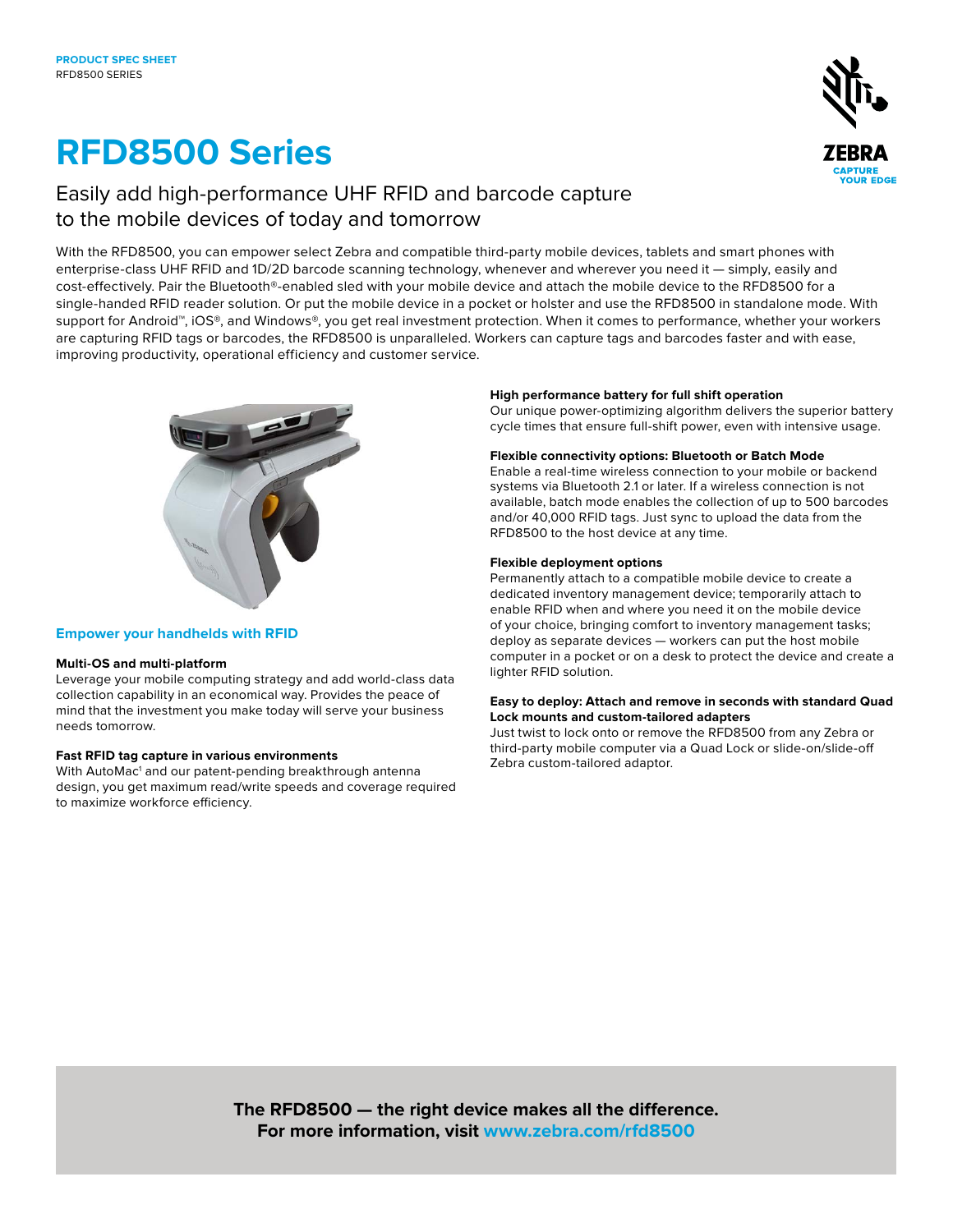PRODUCT SPEC SHEET
RFD8500 SERIES

# RFD8500 Series

## Easily add high-performance UHF RFID and barcode capture to the mobile devices of today and tomorrow

With the RFD8500, you can empower select Zebra and compatible third-party mobile devices, tablets and smart phones with enterprise-class UHF RFID and 1D/2D barcode scanning technology, whenever and wherever you need it — simply, easily and cost-effectively. Pair the Bluetooth®-enabled sled with your mobile device and attach the mobile device to the RFD8500 for a single-handed RFID reader solution. Or put the mobile device in a pocket or holster and use the RFD8500 in standalone mode. With support for Android™, iOS®, and Windows®, you get real investment protection. When it comes to performance, whether your workers are capturing RFID tags or barcodes, the RFD8500 is unparalleled. Workers can capture tags and barcodes faster and with ease, improving productivity, operational efficiency and customer service.

### Empower your handhelds with RFID

**Multi-OS and multi-platform**
Leverage your mobile computing strategy and add world-class data collection capability in an economical way. Provides the peace of mind that the investment you make today will serve your business needs tomorrow.

**Fast RFID tag capture in various environments**
With AutoMac[1] and our patent-pending breakthrough antenna design, you get maximum read/write speeds and coverage required to maximize workforce efficiency.

**High performance battery for full shift operation**
Our unique power-optimizing algorithm delivers the superior battery cycle times that ensure full-shift power, even with intensive usage.

**Flexible connectivity options: Bluetooth or Batch Mode**
Enable a real-time wireless connection to your mobile or backend systems via Bluetooth 2.1 or later. If a wireless connection is not available, batch mode enables the collection of up to 500 barcodes and/or 40,000 RFID tags. Just sync to upload the data from the RFD8500 to the host device at any time.

**Flexible deployment options**
Permanently attach to a compatible mobile device to create a dedicated inventory management device; temporarily attach to enable RFID when and where you need it on the mobile device of your choice, bringing comfort to inventory management tasks; deploy as separate devices — workers can put the host mobile computer in a pocket or on a desk to protect the device and create a lighter RFID solution.

**Easy to deploy: Attach and remove in seconds with standard Quad Lock mounts and custom-tailored adapters**
Just twist to lock onto or remove the RFD8500 from any Zebra or third-party mobile computer via a Quad Lock or slide-on/slide-off Zebra custom-tailored adaptor.

**The RFD8500 — the right device makes all the difference.**
**For more information, visit www.zebra.com/rfd8500**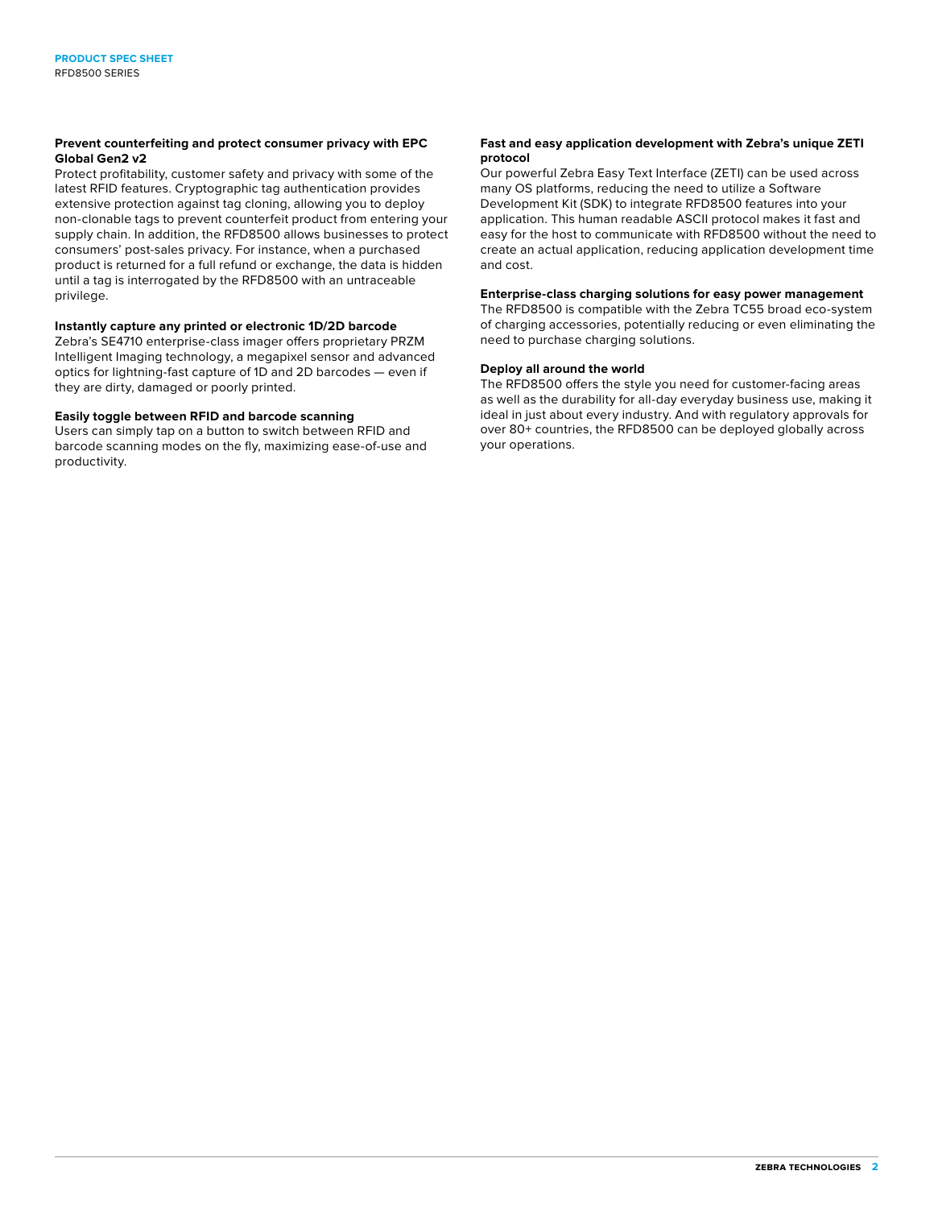### Prevent counterfeiting and protect consumer privacy with EPC Global Gen2 v2

Protect profitability, customer safety and privacy with some of the latest RFID features. Cryptographic tag authentication provides extensive protection against tag cloning, allowing you to deploy non-clonable tags to prevent counterfeit product from entering your supply chain. In addition, the RFD8500 allows businesses to protect consumers' post-sales privacy. For instance, when a purchased product is returned for a full refund or exchange, the data is hidden until a tag is interrogated by the RFD8500 with an untraceable privilege.

### Instantly capture any printed or electronic 1D/2D barcode

Zebra's SE4710 enterprise-class imager offers proprietary PRZM Intelligent Imaging technology, a megapixel sensor and advanced optics for lightning-fast capture of 1D and 2D barcodes — even if they are dirty, damaged or poorly printed.

### Easily toggle between RFID and barcode scanning

Users can simply tap on a button to switch between RFID and barcode scanning modes on the fly, maximizing ease-of-use and productivity.

### Fast and easy application development with Zebra's unique ZETI protocol

Our powerful Zebra Easy Text Interface (ZETI) can be used across many OS platforms, reducing the need to utilize a Software Development Kit (SDK) to integrate RFD8500 features into your application. This human readable ASCII protocol makes it fast and easy for the host to communicate with RFD8500 without the need to create an actual application, reducing application development time and cost.

### Enterprise-class charging solutions for easy power management

The RFD8500 is compatible with the Zebra TC55 broad eco-system of charging accessories, potentially reducing or even eliminating the need to purchase charging solutions.

### Deploy all around the world

The RFD8500 offers the style you need for customer-facing areas as well as the durability for all-day everyday business use, making it ideal in just about every industry. And with regulatory approvals for over 80+ countries, the RFD8500 can be deployed globally across your operations.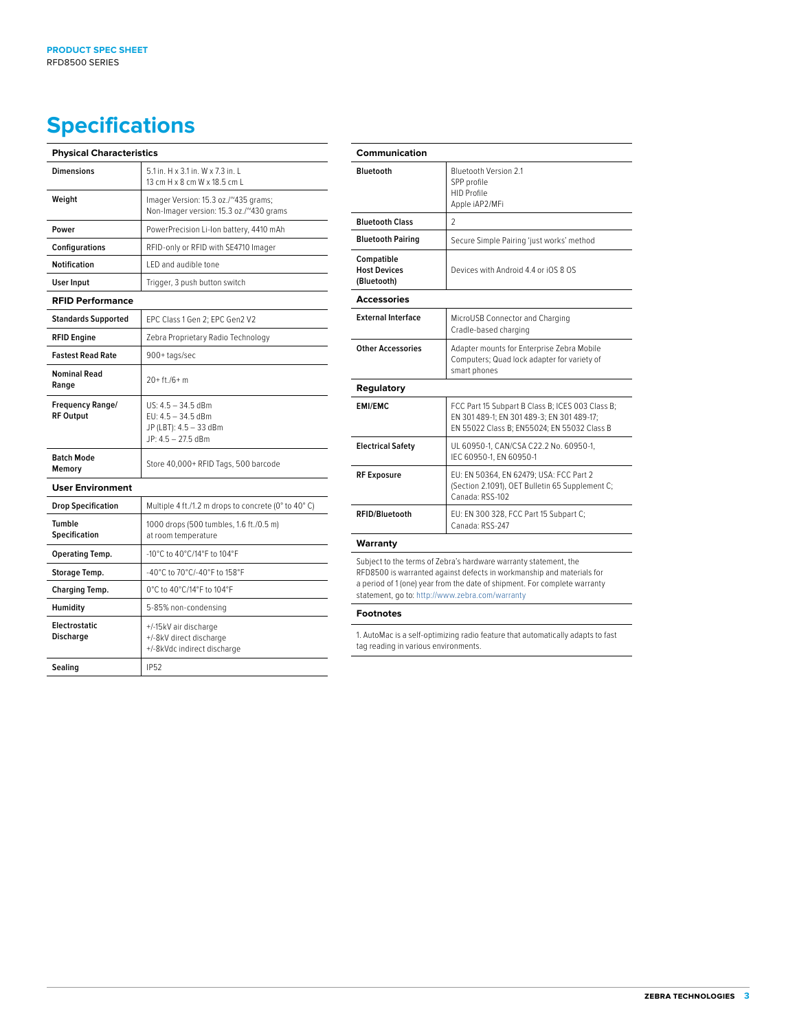# Specifications

| Physical Characteristics | |
|---|---|
| **Dimensions** | 5.1 in. H x 3.1 in. W x 7.3 in. L<br>13 cm H x 8 cm W x 18.5 cm L |
| **Weight** | Imager Version: 15.3 oz./~435 grams;<br>Non-Imager version: 15.3 oz./~430 grams |
| **Power** | PowerPrecision Li-Ion battery, 4410 mAh |
| **Configurations** | RFID-only or RFID with SE4710 Imager |
| **Notification** | LED and audible tone |
| **User Input** | Trigger, 3 push button switch |

| RFID Performance | |
|---|---|
| **Standards Supported** | EPC Class 1 Gen 2; EPC Gen2 V2 |
| **RFID Engine** | Zebra Proprietary Radio Technology |
| **Fastest Read Rate** | 900+ tags/sec |
| **Nominal Read Range** | 20+ ft./6+ m |
| **Frequency Range/ RF Output** | US: 4.5 – 34.5 dBm<br>EU: 4.5 – 34.5 dBm<br>JP (LBT): 4.5 – 33 dBm<br>JP: 4.5 – 27.5 dBm |
| **Batch Mode Memory** | Store 40,000+ RFID Tags, 500 barcode |

| User Environment | |
|---|---|
| **Drop Specification** | Multiple 4 ft./1.2 m drops to concrete (0° to 40° C) |
| **Tumble Specification** | 1000 drops (500 tumbles, 1.6 ft./0.5 m) at room temperature |
| **Operating Temp.** | -10°C to 40°C/14°F to 104°F |
| **Storage Temp.** | -40°C to 70°C/-40°F to 158°F |
| **Charging Temp.** | 0°C to 40°C/14°F to 104°F |
| **Humidity** | 5-85% non-condensing |
| **Electrostatic Discharge** | +/-15kV air discharge<br>+/-8kV direct discharge<br>+/-8kVdc indirect discharge |
| **Sealing** | IP52 |

| Communication | |
|---|---|
| **Bluetooth** | Bluetooth Version 2.1<br>SPP profile<br>HID Profile<br>Apple iAP2/MFi |
| **Bluetooth Class** | 2 |
| **Bluetooth Pairing** | Secure Simple Pairing 'just works' method |
| **Compatible Host Devices (Bluetooth)** | Devices with Android 4.4 or iOS 8 OS |

| Accessories | |
|---|---|
| **External Interface** | MicroUSB Connector and Charging Cradle-based charging |
| **Other Accessories** | Adapter mounts for Enterprise Zebra Mobile Computers; Quad lock adapter for variety of smart phones |

| Regulatory | |
|---|---|
| **EMI/EMC** | FCC Part 15 Subpart B Class B; ICES 003 Class B; EN 301 489-1; EN 301 489-3; EN 301 489-17; EN 55022 Class B; EN55024; EN 55032 Class B |
| **Electrical Safety** | UL 60950-1, CAN/CSA C22.2 No. 60950-1, IEC 60950-1, EN 60950-1 |
| **RF Exposure** | EU: EN 50364, EN 62479; USA: FCC Part 2 (Section 2.1091), OET Bulletin 65 Supplement C; Canada: RSS-102 |
| **RFID/Bluetooth** | EU: EN 300 328, FCC Part 15 Subpart C; Canada: RSS-247 |

## Warranty

Subject to the terms of Zebra's hardware warranty statement, the RFD8500 is warranted against defects in workmanship and materials for a period of 1 (one) year from the date of shipment. For complete warranty statement, go to: http://www.zebra.com/warranty

## Footnotes

1. AutoMac is a self-optimizing radio feature that automatically adapts to fast tag reading in various environments.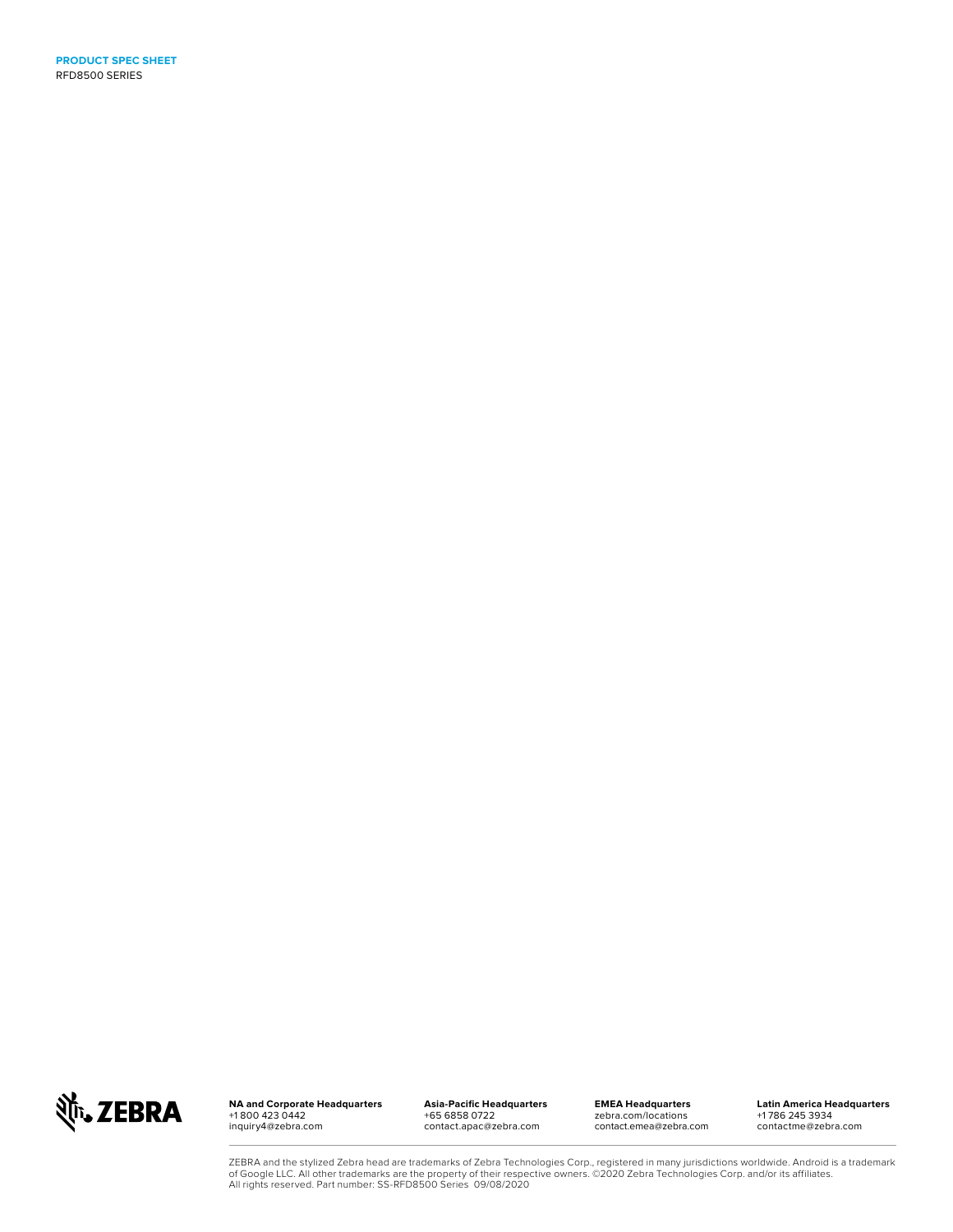**NA and Corporate Headquarters**
+1 800 423 0442
inquiry4@zebra.com

**Asia-Pacific Headquarters**
+65 6858 0722
contact.apac@zebra.com

**EMEA Headquarters**
zebra.com/locations
contact.emea@zebra.com

**Latin America Headquarters**
+1 786 245 3934
contactme@zebra.com

ZEBRA and the stylized Zebra head are trademarks of Zebra Technologies Corp., registered in many jurisdictions worldwide. Android is a trademark of Google LLC. All other trademarks are the property of their respective owners. ©2020 Zebra Technologies Corp. and/or its affiliates. All rights reserved. Part number: SS-RFD8500 Series 09/08/2020